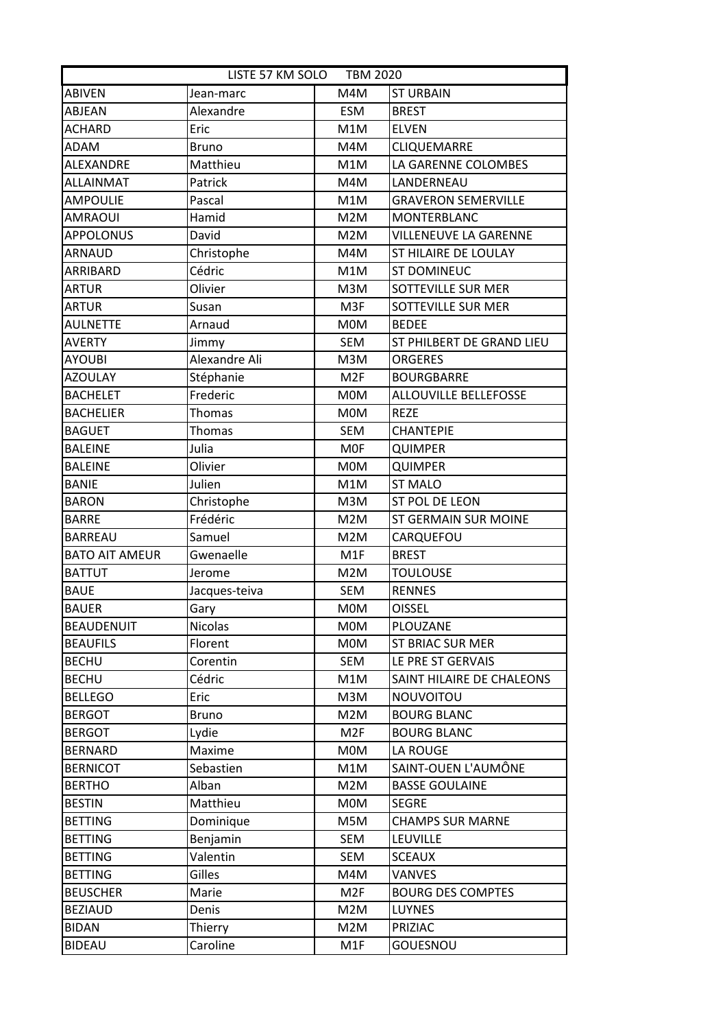| LISTE 57 KM SOLO TBM 2020 | | | |
|---|---|---|---|
| ABIVEN | Jean-marc | M4M | ST URBAIN |
| ABJEAN | Alexandre | ESM | BREST |
| ACHARD | Eric | M1M | ELVEN |
| ADAM | Bruno | M4M | CLIQUEMARRE |
| ALEXANDRE | Matthieu | M1M | LA GARENNE COLOMBES |
| ALLAINMAT | Patrick | M4M | LANDERNEAU |
| AMPOULIE | Pascal | M1M | GRAVERON SEMERVILLE |
| AMRAOUI | Hamid | M2M | MONTERBLANC |
| APPOLONUS | David | M2M | VILLENEUVE LA GARENNE |
| ARNAUD | Christophe | M4M | ST HILAIRE DE LOULAY |
| ARRIBARD | Cédric | M1M | ST DOMINEUC |
| ARTUR | Olivier | M3M | SOTTEVILLE SUR MER |
| ARTUR | Susan | M3F | SOTTEVILLE SUR MER |
| AULNETTE | Arnaud | M0M | BEDEE |
| AVERTY | Jimmy | SEM | ST PHILBERT DE GRAND LIEU |
| AYOUBI | Alexandre Ali | M3M | ORGERES |
| AZOULAY | Stéphanie | M2F | BOURGBARRE |
| BACHELET | Frederic | M0M | ALLOUVILLE BELLEFOSSE |
| BACHELIER | Thomas | M0M | REZE |
| BAGUET | Thomas | SEM | CHANTEPIE |
| BALEINE | Julia | M0F | QUIMPER |
| BALEINE | Olivier | M0M | QUIMPER |
| BANIE | Julien | M1M | ST MALO |
| BARON | Christophe | M3M | ST POL DE LEON |
| BARRE | Frédéric | M2M | ST GERMAIN SUR MOINE |
| BARREAU | Samuel | M2M | CARQUEFOU |
| BATO AIT AMEUR | Gwenaelle | M1F | BREST |
| BATTUT | Jerome | M2M | TOULOUSE |
| BAUE | Jacques-teiva | SEM | RENNES |
| BAUER | Gary | M0M | OISSEL |
| BEAUDENUIT | Nicolas | M0M | PLOUZANE |
| BEAUFILS | Florent | M0M | ST BRIAC SUR MER |
| BECHU | Corentin | SEM | LE PRE ST GERVAIS |
| BECHU | Cédric | M1M | SAINT HILAIRE DE CHALEONS |
| BELLEGO | Eric | M3M | NOUVOITOU |
| BERGOT | Bruno | M2M | BOURG BLANC |
| BERGOT | Lydie | M2F | BOURG BLANC |
| BERNARD | Maxime | M0M | LA ROUGE |
| BERNICOT | Sebastien | M1M | SAINT-OUEN L'AUMÔNE |
| BERTHO | Alban | M2M | BASSE GOULAINE |
| BESTIN | Matthieu | M0M | SEGRE |
| BETTING | Dominique | M5M | CHAMPS SUR MARNE |
| BETTING | Benjamin | SEM | LEUVILLE |
| BETTING | Valentin | SEM | SCEAUX |
| BETTING | Gilles | M4M | VANVES |
| BEUSCHER | Marie | M2F | BOURG DES COMPTES |
| BEZIAUD | Denis | M2M | LUYNES |
| BIDAN | Thierry | M2M | PRIZIAC |
| BIDEAU | Caroline | M1F | GOUESNOU |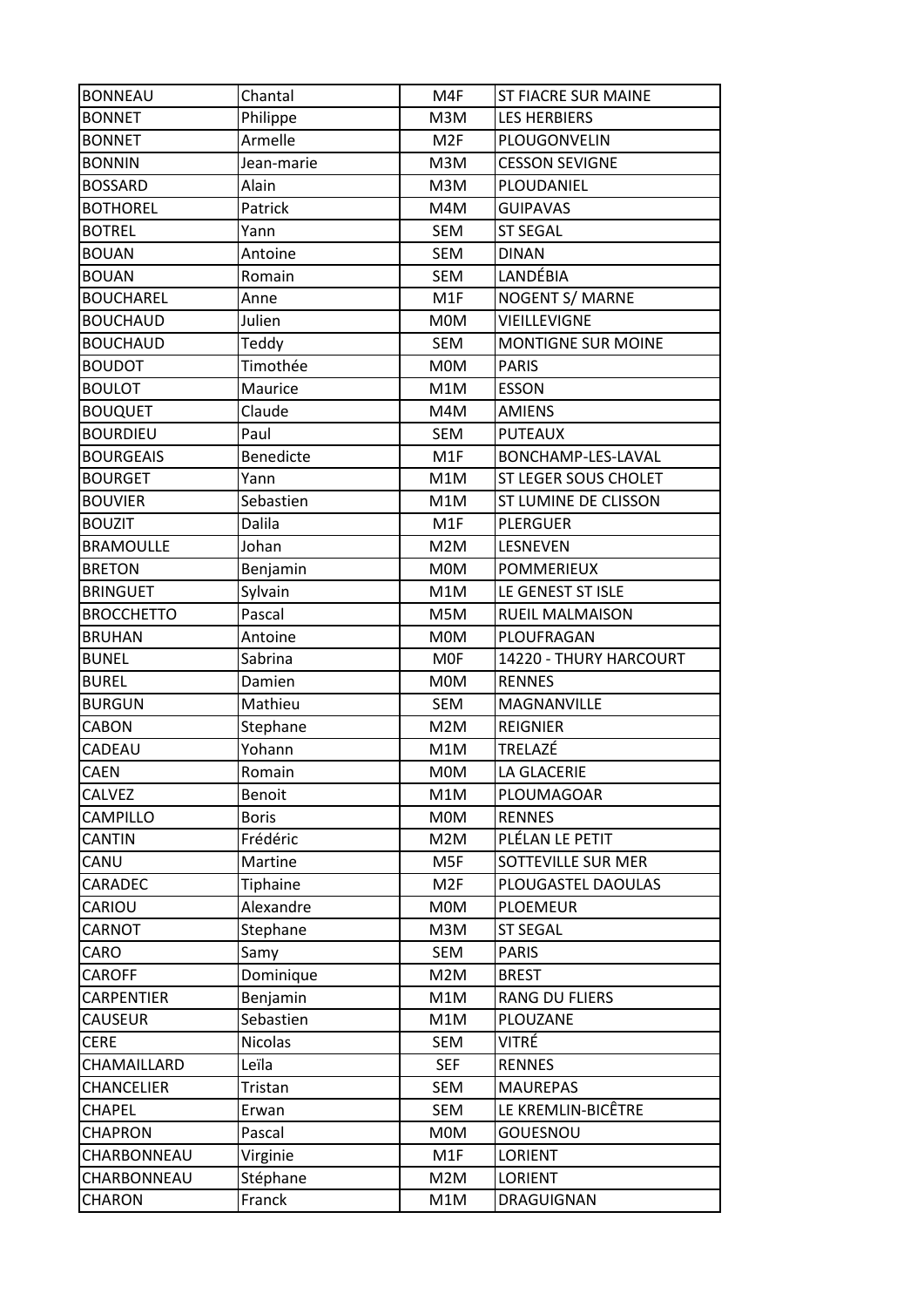| BONNEAU | Chantal | M4F | ST FIACRE SUR MAINE |
|---|---|---|---|
| BONNET | Philippe | M3M | LES HERBIERS |
| BONNET | Armelle | M2F | PLOUGONVELIN |
| BONNIN | Jean-marie | M3M | CESSON SEVIGNE |
| BOSSARD | Alain | M3M | PLOUDANIEL |
| BOTHOREL | Patrick | M4M | GUIPAVAS |
| BOTREL | Yann | SEM | ST SEGAL |
| BOUAN | Antoine | SEM | DINAN |
| BOUAN | Romain | SEM | LANDÉBIA |
| BOUCHAREL | Anne | M1F | NOGENT S/ MARNE |
| BOUCHAUD | Julien | M0M | VIEILLEVIGNE |
| BOUCHAUD | Teddy | SEM | MONTIGNE SUR MOINE |
| BOUDOT | Timothée | M0M | PARIS |
| BOULOT | Maurice | M1M | ESSON |
| BOUQUET | Claude | M4M | AMIENS |
| BOURDIEU | Paul | SEM | PUTEAUX |
| BOURGEAIS | Benedicte | M1F | BONCHAMP-LES-LAVAL |
| BOURGET | Yann | M1M | ST LEGER SOUS CHOLET |
| BOUVIER | Sebastien | M1M | ST LUMINE DE CLISSON |
| BOUZIT | Dalila | M1F | PLERGUER |
| BRAMOULLE | Johan | M2M | LESNEVEN |
| BRETON | Benjamin | M0M | POMMERIEUX |
| BRINGUET | Sylvain | M1M | LE GENEST ST ISLE |
| BROCCHETTO | Pascal | M5M | RUEIL MALMAISON |
| BRUHAN | Antoine | M0M | PLOUFRAGAN |
| BUNEL | Sabrina | M0F | 14220 - THURY HARCOURT |
| BUREL | Damien | M0M | RENNES |
| BURGUN | Mathieu | SEM | MAGNANVILLE |
| CABON | Stephane | M2M | REIGNIER |
| CADEAU | Yohann | M1M | TRELAZÉ |
| CAEN | Romain | M0M | LA GLACERIE |
| CALVEZ | Benoit | M1M | PLOUMAGOAR |
| CAMPILLO | Boris | M0M | RENNES |
| CANTIN | Frédéric | M2M | PLÉLAN LE PETIT |
| CANU | Martine | M5F | SOTTEVILLE SUR MER |
| CARADEC | Tiphaine | M2F | PLOUGASTEL DAOULAS |
| CARIOU | Alexandre | M0M | PLOEMEUR |
| CARNOT | Stephane | M3M | ST SEGAL |
| CARO | Samy | SEM | PARIS |
| CAROFF | Dominique | M2M | BREST |
| CARPENTIER | Benjamin | M1M | RANG DU FLIERS |
| CAUSEUR | Sebastien | M1M | PLOUZANE |
| CERE | Nicolas | SEM | VITRÉ |
| CHAMAILLARD | Leïla | SEF | RENNES |
| CHANCELIER | Tristan | SEM | MAUREPAS |
| CHAPEL | Erwan | SEM | LE KREMLIN-BICÊTRE |
| CHAPRON | Pascal | M0M | GOUESNOU |
| CHARBONNEAU | Virginie | M1F | LORIENT |
| CHARBONNEAU | Stéphane | M2M | LORIENT |
| CHARON | Franck | M1M | DRAGUIGNAN |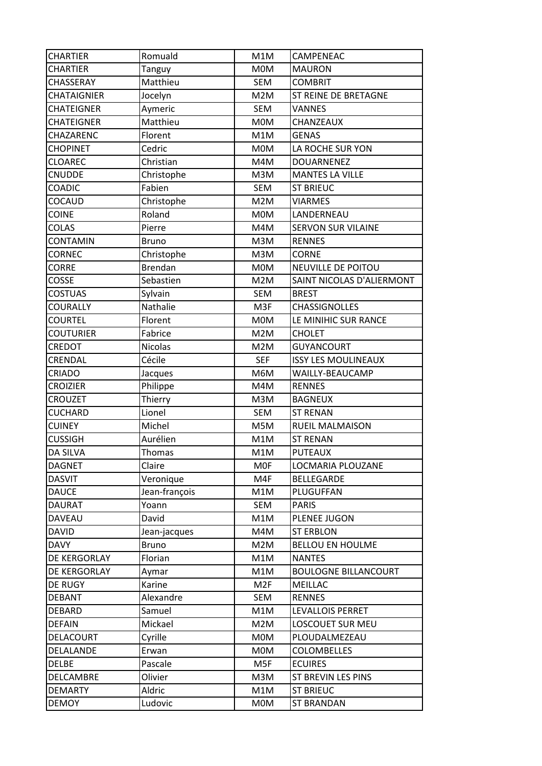| CHARTIER | Romuald | M1M | CAMPENEAC |
|---|---|---|---|
| CHARTIER | Tanguy | M0M | MAURON |
| CHASSERAY | Matthieu | SEM | COMBRIT |
| CHATAIGNIER | Jocelyn | M2M | ST REINE DE BRETAGNE |
| CHATEIGNER | Aymeric | SEM | VANNES |
| CHATEIGNER | Matthieu | M0M | CHANZEAUX |
| CHAZARENC | Florent | M1M | GENAS |
| CHOPINET | Cedric | M0M | LA ROCHE SUR YON |
| CLOAREC | Christian | M4M | DOUARNENEZ |
| CNUDDE | Christophe | M3M | MANTES LA VILLE |
| COADIC | Fabien | SEM | ST BRIEUC |
| COCAUD | Christophe | M2M | VIARMES |
| COINE | Roland | M0M | LANDERNEAU |
| COLAS | Pierre | M4M | SERVON SUR VILAINE |
| CONTAMIN | Bruno | M3M | RENNES |
| CORNEC | Christophe | M3M | CORNE |
| CORRE | Brendan | M0M | NEUVILLE DE POITOU |
| COSSE | Sebastien | M2M | SAINT NICOLAS D'ALIERMONT |
| COSTUAS | Sylvain | SEM | BREST |
| COURALLY | Nathalie | M3F | CHASSIGNOLLES |
| COURTEL | Florent | M0M | LE MINIHIC SUR RANCE |
| COUTURIER | Fabrice | M2M | CHOLET |
| CREDOT | Nicolas | M2M | GUYANCOURT |
| CRENDAL | Cécile | SEF | ISSY LES MOULINEAUX |
| CRIADO | Jacques | M6M | WAILLY-BEAUCAMP |
| CROIZIER | Philippe | M4M | RENNES |
| CROUZET | Thierry | M3M | BAGNEUX |
| CUCHARD | Lionel | SEM | ST RENAN |
| CUINEY | Michel | M5M | RUEIL MALMAISON |
| CUSSIGH | Aurélien | M1M | ST RENAN |
| DA SILVA | Thomas | M1M | PUTEAUX |
| DAGNET | Claire | M0F | LOCMARIA PLOUZANE |
| DASVIT | Veronique | M4F | BELLEGARDE |
| DAUCE | Jean-françois | M1M | PLUGUFFAN |
| DAURAT | Yoann | SEM | PARIS |
| DAVEAU | David | M1M | PLENEE JUGON |
| DAVID | Jean-jacques | M4M | ST ERBLON |
| DAVY | Bruno | M2M | BELLOU EN HOULME |
| DE KERGORLAY | Florian | M1M | NANTES |
| DE KERGORLAY | Aymar | M1M | BOULOGNE BILLANCOURT |
| DE RUGY | Karine | M2F | MEILLAC |
| DEBANT | Alexandre | SEM | RENNES |
| DEBARD | Samuel | M1M | LEVALLOIS PERRET |
| DEFAIN | Mickael | M2M | LOSCOUET SUR MEU |
| DELACOURT | Cyrille | M0M | PLOUDALMEZEAU |
| DELALANDE | Erwan | M0M | COLOMBELLES |
| DELBE | Pascale | M5F | ECUIRES |
| DELCAMBRE | Olivier | M3M | ST BREVIN LES PINS |
| DEMARTY | Aldric | M1M | ST BRIEUC |
| DEMOY | Ludovic | M0M | ST BRANDAN |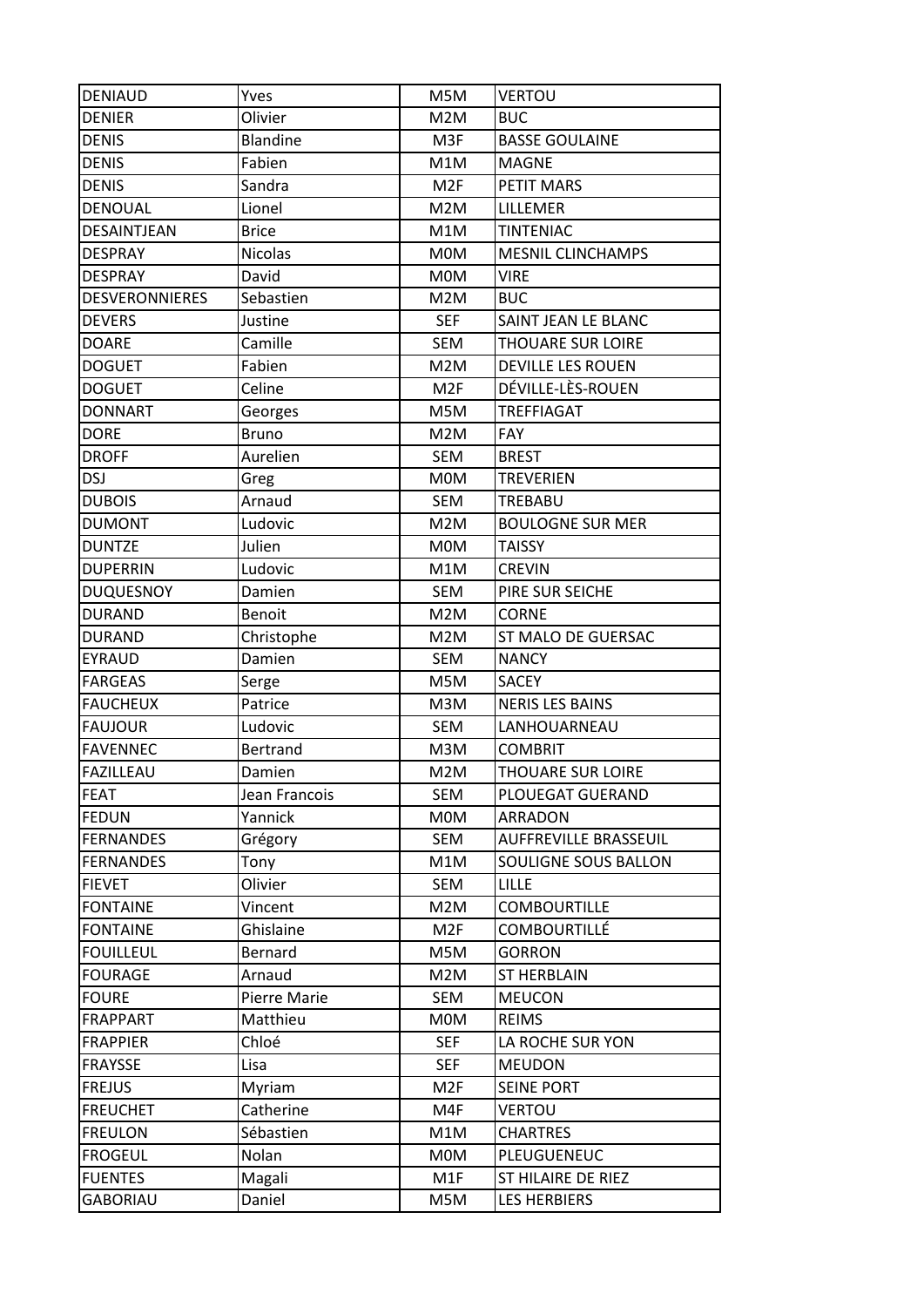| DENIAUD | Yves | M5M | VERTOU |
|---|---|---|---|
| DENIER | Olivier | M2M | BUC |
| DENIS | Blandine | M3F | BASSE GOULAINE |
| DENIS | Fabien | M1M | MAGNE |
| DENIS | Sandra | M2F | PETIT MARS |
| DENOUAL | Lionel | M2M | LILLEMER |
| DESAINTJEAN | Brice | M1M | TINTENIAC |
| DESPRAY | Nicolas | M0M | MESNIL CLINCHAMPS |
| DESPRAY | David | M0M | VIRE |
| DESVERONNIERES | Sebastien | M2M | BUC |
| DEVERS | Justine | SEF | SAINT JEAN LE BLANC |
| DOARE | Camille | SEM | THOUARE SUR LOIRE |
| DOGUET | Fabien | M2M | DEVILLE LES ROUEN |
| DOGUET | Celine | M2F | DÉVILLE-LÈS-ROUEN |
| DONNART | Georges | M5M | TREFFIAGAT |
| DORE | Bruno | M2M | FAY |
| DROFF | Aurelien | SEM | BREST |
| DSJ | Greg | M0M | TREVERIEN |
| DUBOIS | Arnaud | SEM | TREBABU |
| DUMONT | Ludovic | M2M | BOULOGNE SUR MER |
| DUNTZE | Julien | M0M | TAISSY |
| DUPERRIN | Ludovic | M1M | CREVIN |
| DUQUESNOY | Damien | SEM | PIRE SUR SEICHE |
| DURAND | Benoit | M2M | CORNE |
| DURAND | Christophe | M2M | ST MALO DE GUERSAC |
| EYRAUD | Damien | SEM | NANCY |
| FARGEAS | Serge | M5M | SACEY |
| FAUCHEUX | Patrice | M3M | NERIS LES BAINS |
| FAUJOUR | Ludovic | SEM | LANHOUARNEAU |
| FAVENNEC | Bertrand | M3M | COMBRIT |
| FAZILLEAU | Damien | M2M | THOUARE SUR LOIRE |
| FEAT | Jean Francois | SEM | PLOUEGAT GUERAND |
| FEDUN | Yannick | M0M | ARRADON |
| FERNANDES | Grégory | SEM | AUFFREVILLE BRASSEUIL |
| FERNANDES | Tony | M1M | SOULIGNE SOUS BALLON |
| FIEVET | Olivier | SEM | LILLE |
| FONTAINE | Vincent | M2M | COMBOURTILLE |
| FONTAINE | Ghislaine | M2F | COMBOURTILLÉ |
| FOUILLEUL | Bernard | M5M | GORRON |
| FOURAGE | Arnaud | M2M | ST HERBLAIN |
| FOURE | Pierre Marie | SEM | MEUCON |
| FRAPPART | Matthieu | M0M | REIMS |
| FRAPPIER | Chloé | SEF | LA ROCHE SUR YON |
| FRAYSSE | Lisa | SEF | MEUDON |
| FREJUS | Myriam | M2F | SEINE PORT |
| FREUCHET | Catherine | M4F | VERTOU |
| FREULON | Sébastien | M1M | CHARTRES |
| FROGEUL | Nolan | M0M | PLEUGUENEUC |
| FUENTES | Magali | M1F | ST HILAIRE DE RIEZ |
| GABORIAU | Daniel | M5M | LES HERBIERS |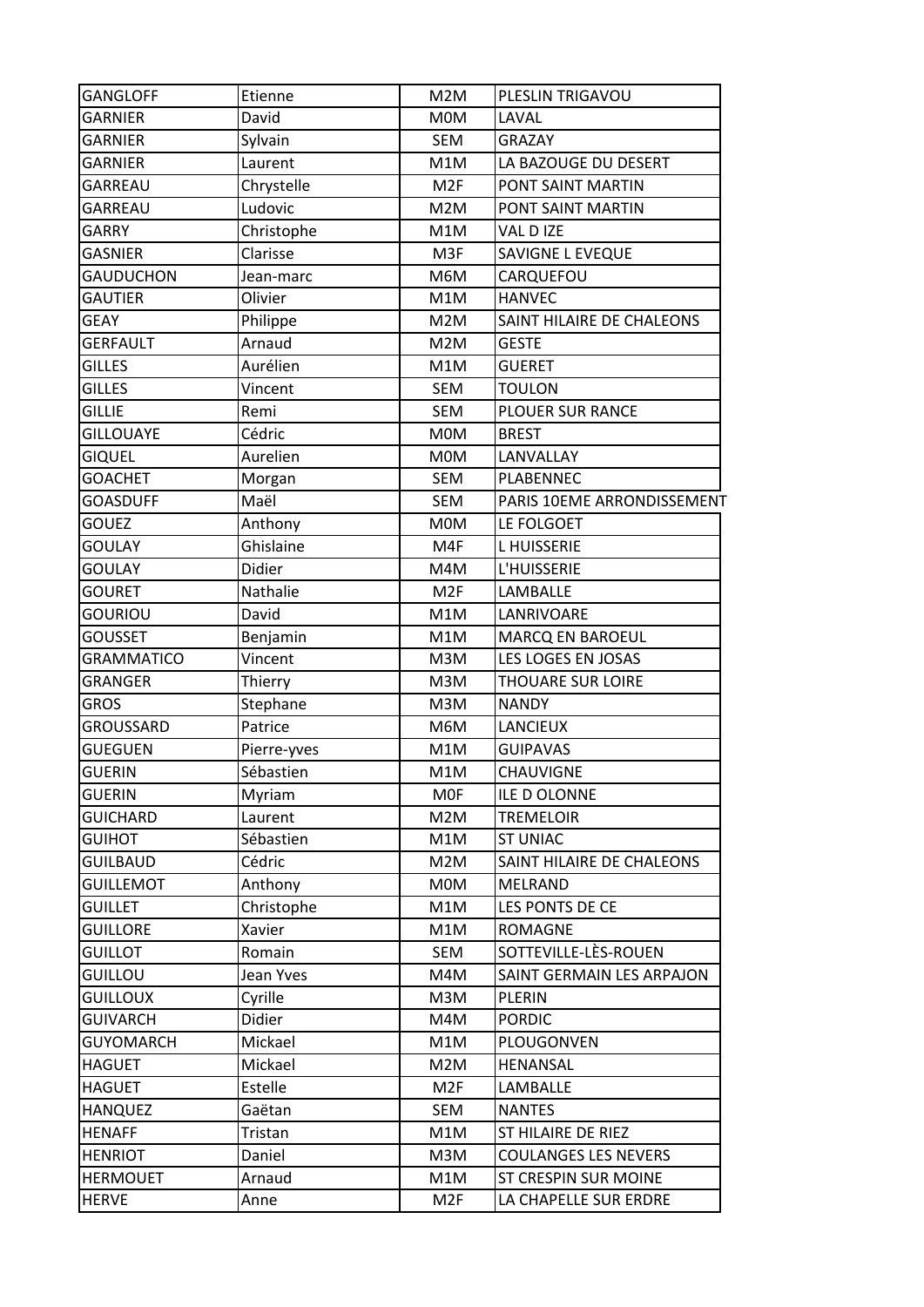| GANGLOFF | Etienne | M2M | PLESLIN TRIGAVOU |
|---|---|---|---|
| GARNIER | David | M0M | LAVAL |
| GARNIER | Sylvain | SEM | GRAZAY |
| GARNIER | Laurent | M1M | LA BAZOUGE DU DESERT |
| GARREAU | Chrystelle | M2F | PONT SAINT MARTIN |
| GARREAU | Ludovic | M2M | PONT SAINT MARTIN |
| GARRY | Christophe | M1M | VAL D IZE |
| GASNIER | Clarisse | M3F | SAVIGNE L EVEQUE |
| GAUDUCHON | Jean-marc | M6M | CARQUEFOU |
| GAUTIER | Olivier | M1M | HANVEC |
| GEAY | Philippe | M2M | SAINT HILAIRE DE CHALEONS |
| GERFAULT | Arnaud | M2M | GESTE |
| GILLES | Aurélien | M1M | GUERET |
| GILLES | Vincent | SEM | TOULON |
| GILLIE | Remi | SEM | PLOUER SUR RANCE |
| GILLOUAYE | Cédric | M0M | BREST |
| GIQUEL | Aurelien | M0M | LANVALLAY |
| GOACHET | Morgan | SEM | PLABENNEC |
| GOASDUFF | Maël | SEM | PARIS 10EME ARRONDISSEMENT |
| GOUEZ | Anthony | M0M | LE FOLGOET |
| GOULAY | Ghislaine | M4F | L HUISSERIE |
| GOULAY | Didier | M4M | L'HUISSERIE |
| GOURET | Nathalie | M2F | LAMBALLE |
| GOURIOU | David | M1M | LANRIVOARE |
| GOUSSET | Benjamin | M1M | MARCQ EN BAROEUL |
| GRAMMATICO | Vincent | M3M | LES LOGES EN JOSAS |
| GRANGER | Thierry | M3M | THOUARE SUR LOIRE |
| GROS | Stephane | M3M | NANDY |
| GROUSSARD | Patrice | M6M | LANCIEUX |
| GUEGUEN | Pierre-yves | M1M | GUIPAVAS |
| GUERIN | Sébastien | M1M | CHAUVIGNE |
| GUERIN | Myriam | M0F | ILE D OLONNE |
| GUICHARD | Laurent | M2M | TREMELOIR |
| GUIHOT | Sébastien | M1M | ST UNIAC |
| GUILBAUD | Cédric | M2M | SAINT HILAIRE DE CHALEONS |
| GUILLEMOT | Anthony | M0M | MELRAND |
| GUILLET | Christophe | M1M | LES PONTS DE CE |
| GUILLORE | Xavier | M1M | ROMAGNE |
| GUILLOT | Romain | SEM | SOTTEVILLE-LÈS-ROUEN |
| GUILLOU | Jean Yves | M4M | SAINT GERMAIN LES ARPAJON |
| GUILLOUX | Cyrille | M3M | PLERIN |
| GUIVARCH | Didier | M4M | PORDIC |
| GUYOMARCH | Mickael | M1M | PLOUGONVEN |
| HAGUET | Mickael | M2M | HENANSAL |
| HAGUET | Estelle | M2F | LAMBALLE |
| HANQUEZ | Gaëtan | SEM | NANTES |
| HENAFF | Tristan | M1M | ST HILAIRE DE RIEZ |
| HENRIOT | Daniel | M3M | COULANGES LES NEVERS |
| HERMOUET | Arnaud | M1M | ST CRESPIN SUR MOINE |
| HERVE | Anne | M2F | LA CHAPELLE SUR ERDRE |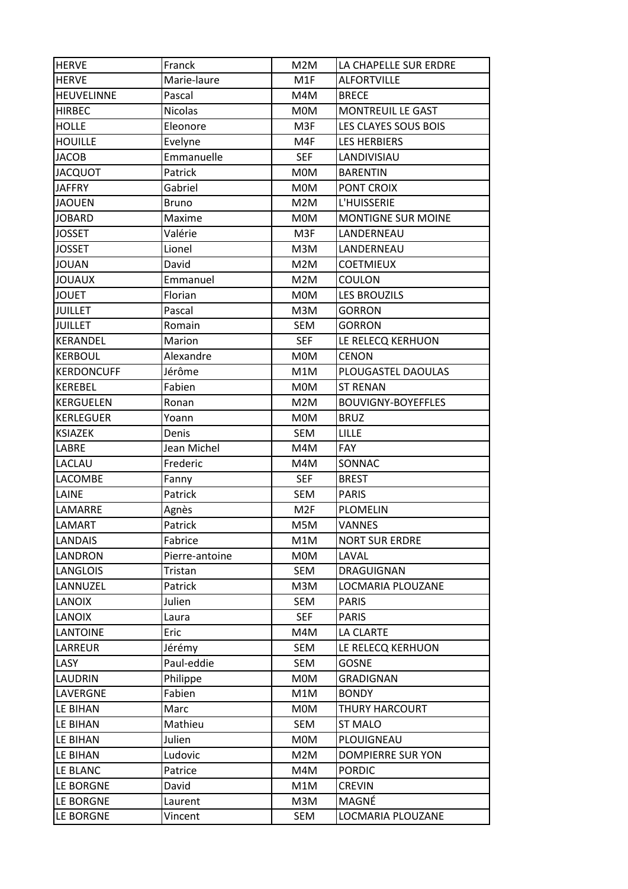| HERVE | Franck | M2M | LA CHAPELLE SUR ERDRE |
|---|---|---|---|
| HERVE | Marie-laure | M1F | ALFORTVILLE |
| HEUVELINNE | Pascal | M4M | BRECE |
| HIRBEC | Nicolas | M0M | MONTREUIL LE GAST |
| HOLLE | Eleonore | M3F | LES CLAYES SOUS BOIS |
| HOUILLE | Evelyne | M4F | LES HERBIERS |
| JACOB | Emmanuelle | SEF | LANDIVISIAU |
| JACQUOT | Patrick | M0M | BARENTIN |
| JAFFRY | Gabriel | M0M | PONT CROIX |
| JAOUEN | Bruno | M2M | L'HUISSERIE |
| JOBARD | Maxime | M0M | MONTIGNE SUR MOINE |
| JOSSET | Valérie | M3F | LANDERNEAU |
| JOSSET | Lionel | M3M | LANDERNEAU |
| JOUAN | David | M2M | COETMIEUX |
| JOUAUX | Emmanuel | M2M | COULON |
| JOUET | Florian | M0M | LES BROUZILS |
| JUILLET | Pascal | M3M | GORRON |
| JUILLET | Romain | SEM | GORRON |
| KERANDEL | Marion | SEF | LE RELECQ KERHUON |
| KERBOUL | Alexandre | M0M | CENON |
| KERDONCUFF | Jérôme | M1M | PLOUGASTEL DAOULAS |
| KEREBEL | Fabien | M0M | ST RENAN |
| KERGUELEN | Ronan | M2M | BOUVIGNY-BOYEFFLES |
| KERLEGUER | Yoann | M0M | BRUZ |
| KSIAZEK | Denis | SEM | LILLE |
| LABRE | Jean Michel | M4M | FAY |
| LACLAU | Frederic | M4M | SONNAC |
| LACOMBE | Fanny | SEF | BREST |
| LAINE | Patrick | SEM | PARIS |
| LAMARRE | Agnès | M2F | PLOMELIN |
| LAMART | Patrick | M5M | VANNES |
| LANDAIS | Fabrice | M1M | NORT SUR ERDRE |
| LANDRON | Pierre-antoine | M0M | LAVAL |
| LANGLOIS | Tristan | SEM | DRAGUIGNAN |
| LANNUZEL | Patrick | M3M | LOCMARIA PLOUZANE |
| LANOIX | Julien | SEM | PARIS |
| LANOIX | Laura | SEF | PARIS |
| LANTOINE | Eric | M4M | LA CLARTE |
| LARREUR | Jérémy | SEM | LE RELECQ KERHUON |
| LASY | Paul-eddie | SEM | GOSNE |
| LAUDRIN | Philippe | M0M | GRADIGNAN |
| LAVERGNE | Fabien | M1M | BONDY |
| LE BIHAN | Marc | M0M | THURY HARCOURT |
| LE BIHAN | Mathieu | SEM | ST MALO |
| LE BIHAN | Julien | M0M | PLOUIGNEAU |
| LE BIHAN | Ludovic | M2M | DOMPIERRE SUR YON |
| LE BLANC | Patrice | M4M | PORDIC |
| LE BORGNE | David | M1M | CREVIN |
| LE BORGNE | Laurent | M3M | MAGNÉ |
| LE BORGNE | Vincent | SEM | LOCMARIA PLOUZANE |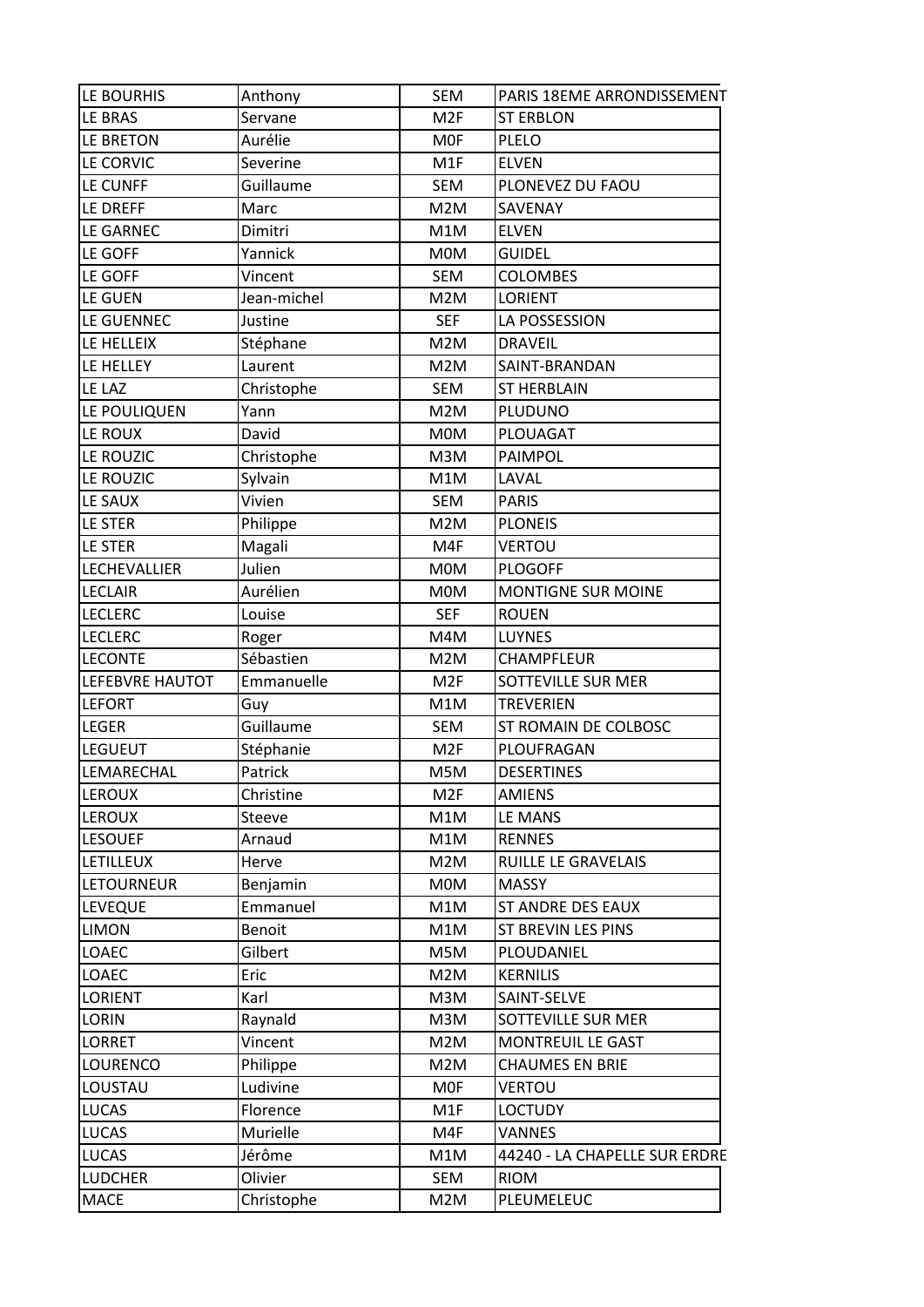| LE BOURHIS | Anthony | SEM | PARIS 18EME ARRONDISSEMENT |
|---|---|---|---|
| LE BRAS | Servane | M2F | ST ERBLON |
| LE BRETON | Aurélie | M0F | PLELO |
| LE CORVIC | Severine | M1F | ELVEN |
| LE CUNFF | Guillaume | SEM | PLONEVEZ DU FAOU |
| LE DREFF | Marc | M2M | SAVENAY |
| LE GARNEC | Dimitri | M1M | ELVEN |
| LE GOFF | Yannick | M0M | GUIDEL |
| LE GOFF | Vincent | SEM | COLOMBES |
| LE GUEN | Jean-michel | M2M | LORIENT |
| LE GUENNEC | Justine | SEF | LA POSSESSION |
| LE HELLEIX | Stéphane | M2M | DRAVEIL |
| LE HELLEY | Laurent | M2M | SAINT-BRANDAN |
| LE LAZ | Christophe | SEM | ST HERBLAIN |
| LE POULIQUEN | Yann | M2M | PLUDUNO |
| LE ROUX | David | M0M | PLOUAGAT |
| LE ROUZIC | Christophe | M3M | PAIMPOL |
| LE ROUZIC | Sylvain | M1M | LAVAL |
| LE SAUX | Vivien | SEM | PARIS |
| LE STER | Philippe | M2M | PLONEIS |
| LE STER | Magali | M4F | VERTOU |
| LECHEVALLIER | Julien | M0M | PLOGOFF |
| LECLAIR | Aurélien | M0M | MONTIGNE SUR MOINE |
| LECLERC | Louise | SEF | ROUEN |
| LECLERC | Roger | M4M | LUYNES |
| LECONTE | Sébastien | M2M | CHAMPFLEUR |
| LEFEBVRE HAUTOT | Emmanuelle | M2F | SOTTEVILLE SUR MER |
| LEFORT | Guy | M1M | TREVERIEN |
| LEGER | Guillaume | SEM | ST ROMAIN DE COLBOSC |
| LEGUEUT | Stéphanie | M2F | PLOUFRAGAN |
| LEMARECHAL | Patrick | M5M | DESERTINES |
| LEROUX | Christine | M2F | AMIENS |
| LEROUX | Steeve | M1M | LE MANS |
| LESOUEF | Arnaud | M1M | RENNES |
| LETILLEUX | Herve | M2M | RUILLE LE GRAVELAIS |
| LETOURNEUR | Benjamin | M0M | MASSY |
| LEVEQUE | Emmanuel | M1M | ST ANDRE DES EAUX |
| LIMON | Benoit | M1M | ST BREVIN LES PINS |
| LOAEC | Gilbert | M5M | PLOUDANIEL |
| LOAEC | Eric | M2M | KERNILIS |
| LORIENT | Karl | M3M | SAINT-SELVE |
| LORIN | Raynald | M3M | SOTTEVILLE SUR MER |
| LORRET | Vincent | M2M | MONTREUIL LE GAST |
| LOURENCO | Philippe | M2M | CHAUMES EN BRIE |
| LOUSTAU | Ludivine | M0F | VERTOU |
| LUCAS | Florence | M1F | LOCTUDY |
| LUCAS | Murielle | M4F | VANNES |
| LUCAS | Jérôme | M1M | 44240 - LA CHAPELLE SUR ERDRE |
| LUDCHER | Olivier | SEM | RIOM |
| MACE | Christophe | M2M | PLEUMELEUC |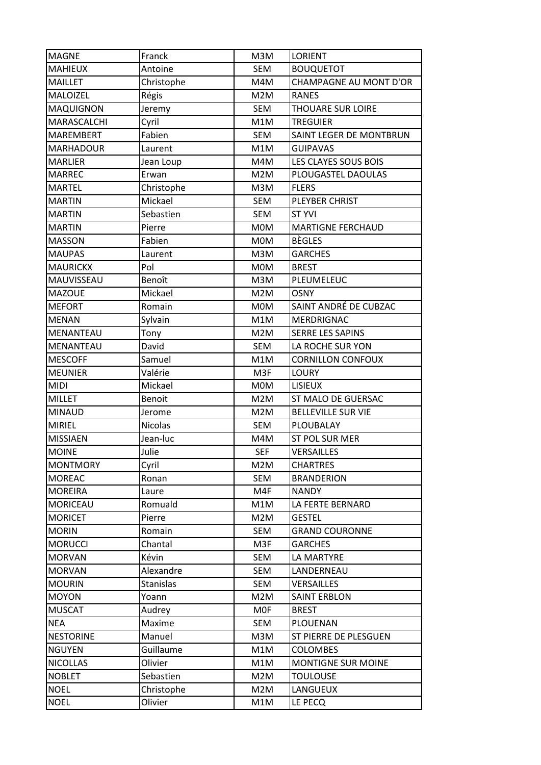| MAGNE | Franck | M3M | LORIENT |
|---|---|---|---|
| MAHIEUX | Antoine | SEM | BOUQUETOT |
| MAILLET | Christophe | M4M | CHAMPAGNE AU MONT D'OR |
| MALOIZEL | Régis | M2M | RANES |
| MAQUIGNON | Jeremy | SEM | THOUARE SUR LOIRE |
| MARASCALCHI | Cyril | M1M | TREGUIER |
| MAREMBERT | Fabien | SEM | SAINT LEGER DE MONTBRUN |
| MARHADOUR | Laurent | M1M | GUIPAVAS |
| MARLIER | Jean Loup | M4M | LES CLAYES SOUS BOIS |
| MARREC | Erwan | M2M | PLOUGASTEL DAOULAS |
| MARTEL | Christophe | M3M | FLERS |
| MARTIN | Mickael | SEM | PLEYBER CHRIST |
| MARTIN | Sebastien | SEM | ST YVI |
| MARTIN | Pierre | M0M | MARTIGNE FERCHAUD |
| MASSON | Fabien | M0M | BÈGLES |
| MAUPAS | Laurent | M3M | GARCHES |
| MAURICKX | Pol | M0M | BREST |
| MAUVISSEAU | Benoît | M3M | PLEUMELEUC |
| MAZOUE | Mickael | M2M | OSNY |
| MEFORT | Romain | M0M | SAINT ANDRÉ DE CUBZAC |
| MENAN | Sylvain | M1M | MERDRIGNAC |
| MENANTEAU | Tony | M2M | SERRE LES SAPINS |
| MENANTEAU | David | SEM | LA ROCHE SUR YON |
| MESCOFF | Samuel | M1M | CORNILLON CONFOUX |
| MEUNIER | Valérie | M3F | LOURY |
| MIDI | Mickael | M0M | LISIEUX |
| MILLET | Benoit | M2M | ST MALO DE GUERSAC |
| MINAUD | Jerome | M2M | BELLEVILLE SUR VIE |
| MIRIEL | Nicolas | SEM | PLOUBALAY |
| MISSIAEN | Jean-luc | M4M | ST POL SUR MER |
| MOINE | Julie | SEF | VERSAILLES |
| MONTMORY | Cyril | M2M | CHARTRES |
| MOREAC | Ronan | SEM | BRANDERION |
| MOREIRA | Laure | M4F | NANDY |
| MORICEAU | Romuald | M1M | LA FERTE BERNARD |
| MORICET | Pierre | M2M | GESTEL |
| MORIN | Romain | SEM | GRAND COURONNE |
| MORUCCI | Chantal | M3F | GARCHES |
| MORVAN | Kévin | SEM | LA MARTYRE |
| MORVAN | Alexandre | SEM | LANDERNEAU |
| MOURIN | Stanislas | SEM | VERSAILLES |
| MOYON | Yoann | M2M | SAINT ERBLON |
| MUSCAT | Audrey | M0F | BREST |
| NEA | Maxime | SEM | PLOUENAN |
| NESTORINE | Manuel | M3M | ST PIERRE DE PLESGUEN |
| NGUYEN | Guillaume | M1M | COLOMBES |
| NICOLLAS | Olivier | M1M | MONTIGNE SUR MOINE |
| NOBLET | Sebastien | M2M | TOULOUSE |
| NOEL | Christophe | M2M | LANGUEUX |
| NOEL | Olivier | M1M | LE PECQ |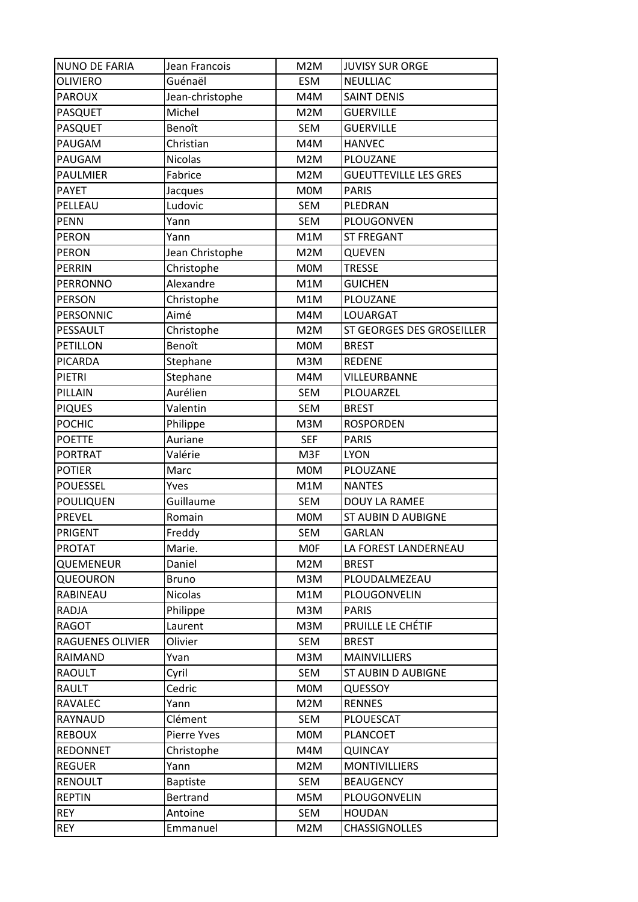| NUNO DE FARIA | Jean Francois | M2M | JUVISY SUR ORGE |
|---|---|---|---|
| OLIVIERO | Guénaël | ESM | NEULLIAC |
| PAROUX | Jean-christophe | M4M | SAINT DENIS |
| PASQUET | Michel | M2M | GUERVILLE |
| PASQUET | Benoît | SEM | GUERVILLE |
| PAUGAM | Christian | M4M | HANVEC |
| PAUGAM | Nicolas | M2M | PLOUZANE |
| PAULMIER | Fabrice | M2M | GUEUTTEVILLE LES GRES |
| PAYET | Jacques | M0M | PARIS |
| PELLEAU | Ludovic | SEM | PLEDRAN |
| PENN | Yann | SEM | PLOUGONVEN |
| PERON | Yann | M1M | ST FREGANT |
| PERON | Jean Christophe | M2M | QUEVEN |
| PERRIN | Christophe | M0M | TRESSE |
| PERRONNO | Alexandre | M1M | GUICHEN |
| PERSON | Christophe | M1M | PLOUZANE |
| PERSONNIC | Aimé | M4M | LOUARGAT |
| PESSAULT | Christophe | M2M | ST GEORGES DES GROSEILLER |
| PETILLON | Benoît | M0M | BREST |
| PICARDA | Stephane | M3M | REDENE |
| PIETRI | Stephane | M4M | VILLEURBANNE |
| PILLAIN | Aurélien | SEM | PLOUARZEL |
| PIQUES | Valentin | SEM | BREST |
| POCHIC | Philippe | M3M | ROSPORDEN |
| POETTE | Auriane | SEF | PARIS |
| PORTRAT | Valérie | M3F | LYON |
| POTIER | Marc | M0M | PLOUZANE |
| POUESSEL | Yves | M1M | NANTES |
| POULIQUEN | Guillaume | SEM | DOUY LA RAMEE |
| PREVEL | Romain | M0M | ST AUBIN D AUBIGNE |
| PRIGENT | Freddy | SEM | GARLAN |
| PROTAT | Marie. | M0F | LA FOREST LANDERNEAU |
| QUEMENEUR | Daniel | M2M | BREST |
| QUEOURON | Bruno | M3M | PLOUDALMEZEAU |
| RABINEAU | Nicolas | M1M | PLOUGONVELIN |
| RADJA | Philippe | M3M | PARIS |
| RAGOT | Laurent | M3M | PRUILLE LE CHÉTIF |
| RAGUENES OLIVIER | Olivier | SEM | BREST |
| RAIMAND | Yvan | M3M | MAINVILLIERS |
| RAOULT | Cyril | SEM | ST AUBIN D AUBIGNE |
| RAULT | Cedric | M0M | QUESSOY |
| RAVALEC | Yann | M2M | RENNES |
| RAYNAUD | Clément | SEM | PLOUESCAT |
| REBOUX | Pierre Yves | M0M | PLANCOET |
| REDONNET | Christophe | M4M | QUINCAY |
| REGUER | Yann | M2M | MONTIVILLIERS |
| RENOULT | Baptiste | SEM | BEAUGENCY |
| REPTIN | Bertrand | M5M | PLOUGONVELIN |
| REY | Antoine | SEM | HOUDAN |
| REY | Emmanuel | M2M | CHASSIGNOLLES |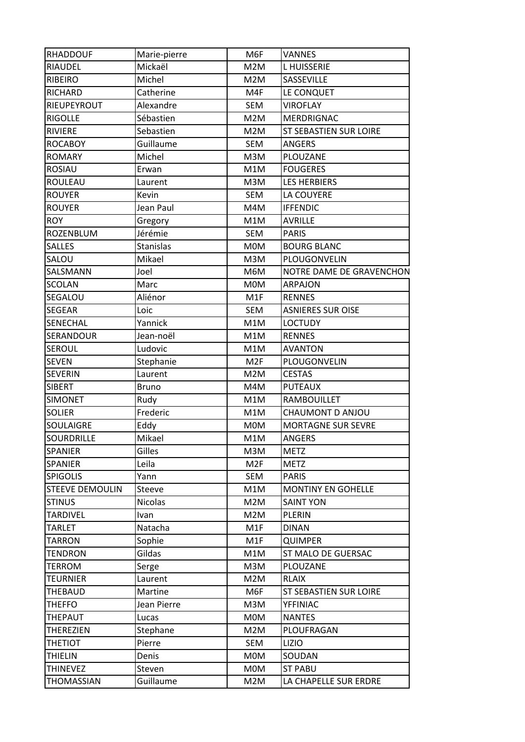| RHADDOUF | Marie-pierre | M6F | VANNES |
|---|---|---|---|
| RIAUDEL | Mickaël | M2M | L HUISSERIE |
| RIBEIRO | Michel | M2M | SASSEVILLE |
| RICHARD | Catherine | M4F | LE CONQUET |
| RIEUPEYROUT | Alexandre | SEM | VIROFLAY |
| RIGOLLE | Sébastien | M2M | MERDRIGNAC |
| RIVIERE | Sebastien | M2M | ST SEBASTIEN SUR LOIRE |
| ROCABOY | Guillaume | SEM | ANGERS |
| ROMARY | Michel | M3M | PLOUZANE |
| ROSIAU | Erwan | M1M | FOUGERES |
| ROULEAU | Laurent | M3M | LES HERBIERS |
| ROUYER | Kevin | SEM | LA COUYERE |
| ROUYER | Jean Paul | M4M | IFFENDIC |
| ROY | Gregory | M1M | AVRILLE |
| ROZENBLUM | Jérémie | SEM | PARIS |
| SALLES | Stanislas | M0M | BOURG BLANC |
| SALOU | Mikael | M3M | PLOUGONVELIN |
| SALSMANN | Joel | M6M | NOTRE DAME DE GRAVENCHON |
| SCOLAN | Marc | M0M | ARPAJON |
| SEGALOU | Aliénor | M1F | RENNES |
| SEGEAR | Loic | SEM | ASNIERES SUR OISE |
| SENECHAL | Yannick | M1M | LOCTUDY |
| SERANDOUR | Jean-noël | M1M | RENNES |
| SEROUL | Ludovic | M1M | AVANTON |
| SEVEN | Stephanie | M2F | PLOUGONVELIN |
| SEVERIN | Laurent | M2M | CESTAS |
| SIBERT | Bruno | M4M | PUTEAUX |
| SIMONET | Rudy | M1M | RAMBOUILLET |
| SOLIER | Frederic | M1M | CHAUMONT D ANJOU |
| SOULAIGRE | Eddy | M0M | MORTAGNE SUR SEVRE |
| SOURDRILLE | Mikael | M1M | ANGERS |
| SPANIER | Gilles | M3M | METZ |
| SPANIER | Leila | M2F | METZ |
| SPIGOLIS | Yann | SEM | PARIS |
| STEEVE DEMOULIN | Steeve | M1M | MONTINY EN GOHELLE |
| STINUS | Nicolas | M2M | SAINT YON |
| TARDIVEL | Ivan | M2M | PLERIN |
| TARLET | Natacha | M1F | DINAN |
| TARRON | Sophie | M1F | QUIMPER |
| TENDRON | Gildas | M1M | ST MALO DE GUERSAC |
| TERROM | Serge | M3M | PLOUZANE |
| TEURNIER | Laurent | M2M | RLAIX |
| THEBAUD | Martine | M6F | ST SEBASTIEN SUR LOIRE |
| THEFFO | Jean Pierre | M3M | YFFINIAC |
| THEPAUT | Lucas | M0M | NANTES |
| THEREZIEN | Stephane | M2M | PLOUFRAGAN |
| THETIOT | Pierre | SEM | LIZIO |
| THIELIN | Denis | M0M | SOUDAN |
| THINEVEZ | Steven | M0M | ST PABU |
| THOMASSIAN | Guillaume | M2M | LA CHAPELLE SUR ERDRE |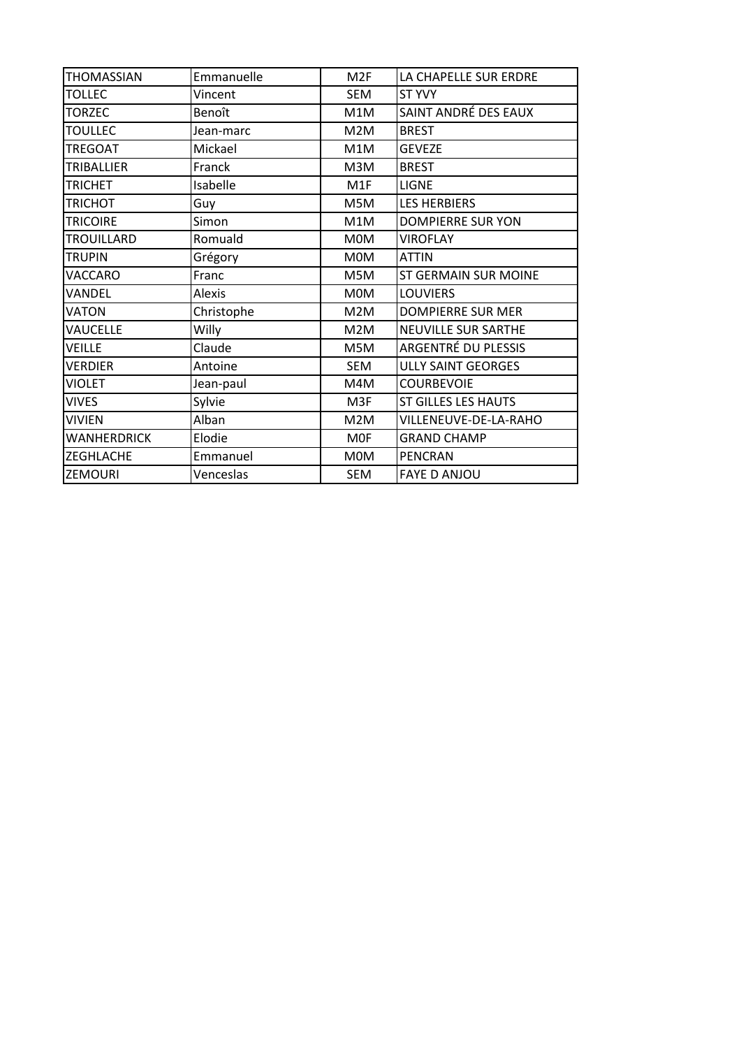| | | | |
|---|---|---|---|
| THOMASSIAN | Emmanuelle | M2F | LA CHAPELLE SUR ERDRE |
| TOLLEC | Vincent | SEM | ST YVY |
| TORZEC | Benoît | M1M | SAINT ANDRÉ DES EAUX |
| TOULLEC | Jean-marc | M2M | BREST |
| TREGOAT | Mickael | M1M | GEVEZE |
| TRIBALLIER | Franck | M3M | BREST |
| TRICHET | Isabelle | M1F | LIGNE |
| TRICHOT | Guy | M5M | LES HERBIERS |
| TRICOIRE | Simon | M1M | DOMPIERRE SUR YON |
| TROUILLARD | Romuald | M0M | VIROFLAY |
| TRUPIN | Grégory | M0M | ATTIN |
| VACCARO | Franc | M5M | ST GERMAIN SUR MOINE |
| VANDEL | Alexis | M0M | LOUVIERS |
| VATON | Christophe | M2M | DOMPIERRE SUR MER |
| VAUCELLE | Willy | M2M | NEUVILLE SUR SARTHE |
| VEILLE | Claude | M5M | ARGENTRÉ DU PLESSIS |
| VERDIER | Antoine | SEM | ULLY SAINT GEORGES |
| VIOLET | Jean-paul | M4M | COURBEVOIE |
| VIVES | Sylvie | M3F | ST GILLES LES HAUTS |
| VIVIEN | Alban | M2M | VILLENEUVE-DE-LA-RAHO |
| WANHERDRICK | Elodie | M0F | GRAND CHAMP |
| ZEGHLACHE | Emmanuel | M0M | PENCRAN |
| ZEMOURI | Venceslas | SEM | FAYE D ANJOU |